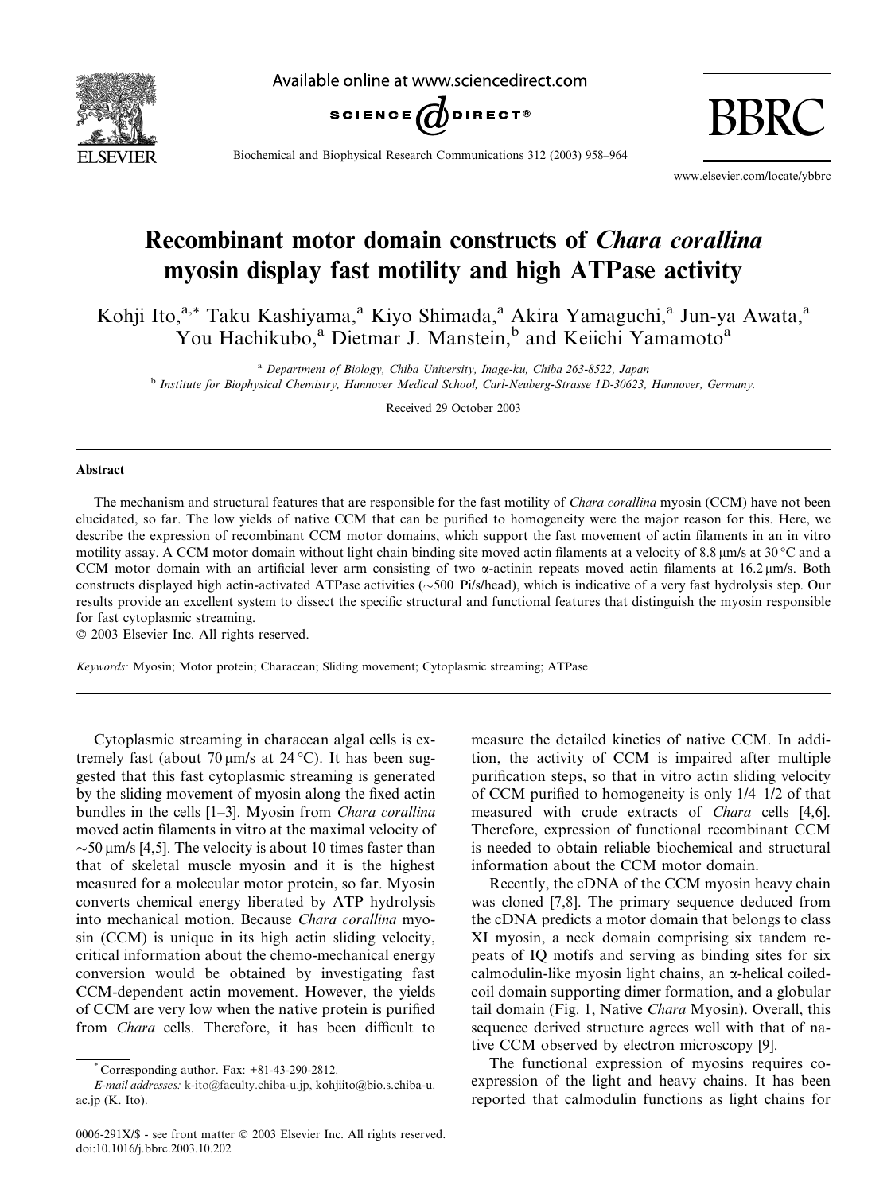# Recombinant motor domain constructs of *Chara corallina* myosin display fast motility and high ATPase activity

Kohji Ito,[a,*] Taku Kashiyama,[a] Kiyo Shimada,[a] Akira Yamaguchi,[a] Jun-ya Awata,[a] You Hachikubo,[a] Dietmar J. Manstein,[b] and Keiichi Yamamoto[a]

[a] *Department of Biology, Chiba University, Inage-ku, Chiba 263-8522, Japan*
[b] *Institute for Biophysical Chemistry, Hannover Medical School, Carl-Neuberg-Strasse 1D-30623, Hannover, Germany.*

Received 29 October 2003

## Abstract

The mechanism and structural features that are responsible for the fast motility of *Chara corallina* myosin (CCM) have not been elucidated, so far. The low yields of native CCM that can be purified to homogeneity were the major reason for this. Here, we describe the expression of recombinant CCM motor domains, which support the fast movement of actin filaments in an in vitro motility assay. A CCM motor domain without light chain binding site moved actin filaments at a velocity of 8.8 μm/s at 30 °C and a CCM motor domain with an artificial lever arm consisting of two α-actinin repeats moved actin filaments at 16.2 μm/s. Both constructs displayed high actin-activated ATPase activities (∼500 Pi/s/head), which is indicative of a very fast hydrolysis step. Our results provide an excellent system to dissect the specific structural and functional features that distinguish the myosin responsible for fast cytoplasmic streaming.

© 2003 Elsevier Inc. All rights reserved.

*Keywords:* Myosin; Motor protein; Characean; Sliding movement; Cytoplasmic streaming; ATPase

Cytoplasmic streaming in characean algal cells is extremely fast (about 70 μm/s at 24 °C). It has been suggested that this fast cytoplasmic streaming is generated by the sliding movement of myosin along the fixed actin bundles in the cells [1–3]. Myosin from *Chara corallina* moved actin filaments in vitro at the maximal velocity of ∼50 μm/s [4,5]. The velocity is about 10 times faster than that of skeletal muscle myosin and it is the highest measured for a molecular motor protein, so far. Myosin converts chemical energy liberated by ATP hydrolysis into mechanical motion. Because *Chara corallina* myosin (CCM) is unique in its high actin sliding velocity, critical information about the chemo-mechanical energy conversion would be obtained by investigating fast CCM-dependent actin movement. However, the yields of CCM are very low when the native protein is purified from *Chara* cells. Therefore, it has been difficult to measure the detailed kinetics of native CCM. In addition, the activity of CCM is impaired after multiple purification steps, so that in vitro actin sliding velocity of CCM purified to homogeneity is only 1/4–1/2 of that measured with crude extracts of *Chara* cells [4,6]. Therefore, expression of functional recombinant CCM is needed to obtain reliable biochemical and structural information about the CCM motor domain.

Recently, the cDNA of the CCM myosin heavy chain was cloned [7,8]. The primary sequence deduced from the cDNA predicts a motor domain that belongs to class XI myosin, a neck domain comprising six tandem repeats of IQ motifs and serving as binding sites for six calmodulin-like myosin light chains, an α-helical coiled-coil domain supporting dimer formation, and a globular tail domain (Fig. 1, Native *Chara* Myosin). Overall, this sequence derived structure agrees well with that of native CCM observed by electron microscopy [9].

The functional expression of myosins requires co-expression of the light and heavy chains. It has been reported that calmodulin functions as light chains for

* Corresponding author. Fax: +81-43-290-2812.
*E-mail addresses:* k-ito@faculty.chiba-u.jp, kohjiito@bio.s.chiba-u.ac.jp (K. Ito).

0006-291X/$ - see front matter © 2003 Elsevier Inc. All rights reserved.
doi:10.1016/j.bbrc.2003.10.202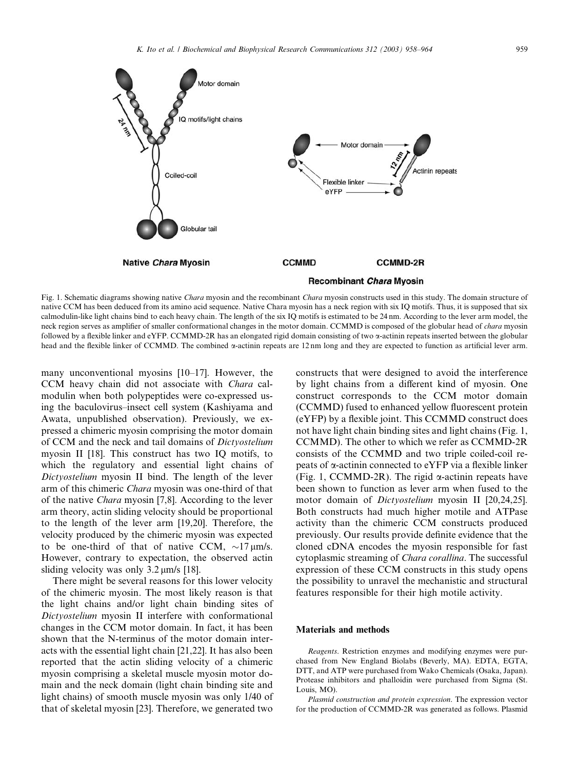Fig. 1. Schematic diagrams showing native *Chara* myosin and the recombinant *Chara* myosin constructs used in this study. The domain structure of native CCM has been deduced from its amino acid sequence. Native Chara myosin has a neck region with six IQ motifs. Thus, it is supposed that six calmodulin-like light chains bind to each heavy chain. The length of the six IQ motifs is estimated to be 24 nm. According to the lever arm model, the neck region serves as amplifier of smaller conformational changes in the motor domain. CCMMD is composed of the globular head of *chara* myosin followed by a flexible linker and eYFP. CCMMD-2R has an elongated rigid domain consisting of two α-actinin repeats inserted between the globular head and the flexible linker of CCMMD. The combined α-actinin repeats are 12 nm long and they are expected to function as artificial lever arm.

many unconventional myosins [10–17]. However, the CCM heavy chain did not associate with *Chara* calmodulin when both polypeptides were co-expressed using the baculovirus–insect cell system (Kashiyama and Awata, unpublished observation). Previously, we expressed a chimeric myosin comprising the motor domain of CCM and the neck and tail domains of *Dictyostelium* myosin II [18]. This construct has two IQ motifs, to which the regulatory and essential light chains of *Dictyostelium* myosin II bind. The length of the lever arm of this chimeric *Chara* myosin was one-third of that of the native *Chara* myosin [7,8]. According to the lever arm theory, actin sliding velocity should be proportional to the length of the lever arm [19,20]. Therefore, the velocity produced by the chimeric myosin was expected to be one-third of that of native CCM, ~17 μm/s. However, contrary to expectation, the observed actin sliding velocity was only 3.2 μm/s [18].

There might be several reasons for this lower velocity of the chimeric myosin. The most likely reason is that the light chains and/or light chain binding sites of *Dictyostelium* myosin II interfere with conformational changes in the CCM motor domain. In fact, it has been shown that the N-terminus of the motor domain interacts with the essential light chain [21,22]. It has also been reported that the actin sliding velocity of a chimeric myosin comprising a skeletal muscle myosin motor domain and the neck domain (light chain binding site and light chains) of smooth muscle myosin was only 1/40 of that of skeletal myosin [23]. Therefore, we generated two constructs that were designed to avoid the interference by light chains from a different kind of myosin. One construct corresponds to the CCM motor domain (CCMMD) fused to enhanced yellow fluorescent protein (eYFP) by a flexible joint. This CCMMD construct does not have light chain binding sites and light chains (Fig. 1, CCMMD). The other to which we refer as CCMMD-2R consists of the CCMMD and two triple coiled-coil repeats of α-actinin connected to eYFP via a flexible linker (Fig. 1, CCMMD-2R). The rigid α-actinin repeats have been shown to function as lever arm when fused to the motor domain of *Dictyostelium* myosin II [20,24,25]. Both constructs had much higher motile and ATPase activity than the chimeric CCM constructs produced previously. Our results provide definite evidence that the cloned cDNA encodes the myosin responsible for fast cytoplasmic streaming of *Chara corallina*. The successful expression of these CCM constructs in this study opens the possibility to unravel the mechanistic and structural features responsible for their high motile activity.

## Materials and methods

*Reagents.* Restriction enzymes and modifying enzymes were purchased from New England Biolabs (Beverly, MA). EDTA, EGTA, DTT, and ATP were purchased from Wako Chemicals (Osaka, Japan). Protease inhibitors and phalloidin were purchased from Sigma (St. Louis, MO).

*Plasmid construction and protein expression.* The expression vector for the production of CCMMD-2R was generated as follows. Plasmid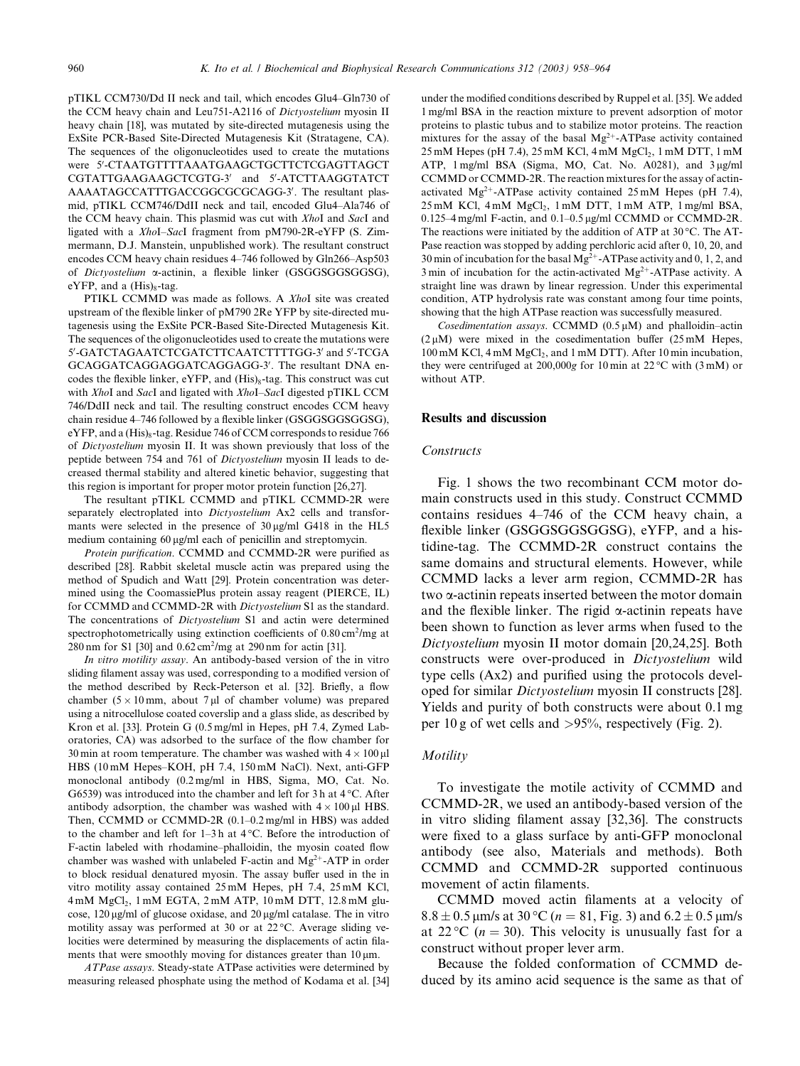pTIKL CCM730/Dd II neck and tail, which encodes Glu4–Gln730 of the CCM heavy chain and Leu751-A2116 of *Dictyostelium* myosin II heavy chain [18], was mutated by site-directed mutagenesis using the ExSite PCR-Based Site-Directed Mutagenesis Kit (Stratagene, CA). The sequences of the oligonucleotides used to create the mutations were 5′-CTAATGTTTTAAATGAAGCTGCTTCTCGAGTTAGCT CGTATTGAAGAAGCTCGTG-3′ and 5′-ATCTTAAGGTATCT AAAATAGCCATTTGACCGGCGCGCAGG-3′. The resultant plasmid, pTIKL CCM746/DdII neck and tail, encoded Glu4–Ala746 of the CCM heavy chain. This plasmid was cut with *Xho*I and *Sac*I and ligated with a *Xho*I–*Sac*I fragment from pM790-2R-eYFP (S. Zimmermann, D.J. Manstein, unpublished work). The resultant construct encodes CCM heavy chain residues 4–746 followed by Gln266–Asp503 of *Dictyostelium* α-actinin, a flexible linker (GSGGSGGSGGSG), eYFP, and a $(His)_8$-tag.

PTIKL CCMMD was made as follows. A *Xho*I site was created upstream of the flexible linker of pM790 2Re YFP by site-directed mutagenesis using the ExSite PCR-Based Site-Directed Mutagenesis Kit. The sequences of the oligonucleotides used to create the mutations were 5′-GATCTAGAATCTCGATCTTCAATCTTTTGG-3′ and 5′-TCGA GCAGGATCAGGAGGATCAGGAGG-3′. The resultant DNA encodes the flexible linker, eYFP, and $(His)_8$-tag. This construct was cut with *Xho*I and *Sac*I and ligated with *Xho*I–*Sac*I digested pTIKL CCM 746/DdII neck and tail. The resulting construct encodes CCM heavy chain residue 4–746 followed by a flexible linker (GSGGSGGSGGSG), eYFP, and a $(His)_8$-tag. Residue 746 of CCM corresponds to residue 766 of *Dictyostelium* myosin II. It was shown previously that loss of the peptide between 754 and 761 of *Dictyostelium* myosin II leads to decreased thermal stability and altered kinetic behavior, suggesting that this region is important for proper motor protein function [26,27].

The resultant pTIKL CCMMD and pTIKL CCMMD-2R were separately electroplated into *Dictyostelium* Ax2 cells and transformants were selected in the presence of 30 μg/ml G418 in the HL5 medium containing 60 μg/ml each of penicillin and streptomycin.

*Protein purification.* CCMMD and CCMMD-2R were purified as described [28]. Rabbit skeletal muscle actin was prepared using the method of Spudich and Watt [29]. Protein concentration was determined using the CoomassiePlus protein assay reagent (PIERCE, IL) for CCMMD and CCMMD-2R with *Dictyostelium* S1 as the standard. The concentrations of *Dictyostelium* S1 and actin were determined spectrophotometrically using extinction coefficients of 0.80 $cm^2$/mg at 280 nm for S1 [30] and 0.62 $cm^2$/mg at 290 nm for actin [31].

*In vitro motility assay.* An antibody-based version of the in vitro sliding filament assay was used, corresponding to a modified version of the method described by Reck-Peterson et al. [32]. Briefly, a flow chamber (5 × 10 mm, about 7 μl of chamber volume) was prepared using a nitrocellulose coated coverslip and a glass slide, as described by Kron et al. [33]. Protein G (0.5 mg/ml in Hepes, pH 7.4, Zymed Laboratories, CA) was adsorbed to the surface of the flow chamber for 30 min at room temperature. The chamber was washed with 4 × 100 μl HBS (10 mM Hepes–KOH, pH 7.4, 150 mM NaCl). Next, anti-GFP monoclonal antibody (0.2 mg/ml in HBS, Sigma, MO, Cat. No. G6539) was introduced into the chamber and left for 3 h at 4 °C. After antibody adsorption, the chamber was washed with 4 × 100 μl HBS. Then, CCMMD or CCMMD-2R (0.1–0.2 mg/ml in HBS) was added to the chamber and left for 1–3 h at 4 °C. Before the introduction of F-actin labeled with rhodamine–phalloidin, the myosin coated flow chamber was washed with unlabeled F-actin and $Mg^{2+}$-ATP in order to block residual denatured myosin. The assay buffer used in the in vitro motility assay contained 25 mM Hepes, pH 7.4, 25 mM KCl, 4 mM $MgCl_2$, 1 mM EGTA, 2 mM ATP, 10 mM DTT, 12.8 mM glucose, 120 μg/ml of glucose oxidase, and 20 μg/ml catalase. The in vitro motility assay was performed at 30 or at 22 °C. Average sliding velocities were determined by measuring the displacements of actin filaments that were smoothly moving for distances greater than 10 μm.

*ATPase assays.* Steady-state ATPase activities were determined by measuring released phosphate using the method of Kodama et al. [34] under the modified conditions described by Ruppel et al. [35]. We added 1 mg/ml BSA in the reaction mixture to prevent adsorption of motor proteins to plastic tubus and to stabilize motor proteins. The reaction mixtures for the assay of the basal $Mg^{2+}$-ATPase activity contained 25 mM Hepes (pH 7.4), 25 mM KCl, 4 mM $MgCl_2$, 1 mM DTT, 1 mM ATP, 1 mg/ml BSA (Sigma, MO, Cat. No. A0281), and 3 μg/ml CCMMD or CCMMD-2R. The reaction mixtures for the assay of actin-activated $Mg^{2+}$-ATPase activity contained 25 mM Hepes (pH 7.4), 25 mM KCl, 4 mM $MgCl_2$, 1 mM DTT, 1 mM ATP, 1 mg/ml BSA, 0.125–4 mg/ml F-actin, and 0.1–0.5 μg/ml CCMMD or CCMMD-2R. The reactions were initiated by the addition of ATP at 30 °C. The ATPase reaction was stopped by adding perchloric acid after 0, 10, 20, and 30 min of incubation for the basal $Mg^{2+}$-ATPase activity and 0, 1, 2, and 3 min of incubation for the actin-activated $Mg^{2+}$-ATPase activity. A straight line was drawn by linear regression. Under this experimental condition, ATP hydrolysis rate was constant among four time points, showing that the high ATPase reaction was successfully measured.

*Cosedimentation assays.* CCMMD (0.5 μM) and phalloidin–actin (2 μM) were mixed in the cosedimentation buffer (25 mM Hepes, 100 mM KCl, 4 mM $MgCl_2$, and 1 mM DTT). After 10 min incubation, they were centrifuged at 200,000*g* for 10 min at 22 °C with (3 mM) or without ATP.

## Results and discussion

### Constructs

Fig. 1 shows the two recombinant CCM motor domain constructs used in this study. Construct CCMMD contains residues 4–746 of the CCM heavy chain, a flexible linker (GSGGSGGSGGSG), eYFP, and a histidine-tag. The CCMMD-2R construct contains the same domains and structural elements. However, while CCMMD lacks a lever arm region, CCMMD-2R has two α-actinin repeats inserted between the motor domain and the flexible linker. The rigid α-actinin repeats have been shown to function as lever arms when fused to the *Dictyostelium* myosin II motor domain [20,24,25]. Both constructs were over-produced in *Dictyostelium* wild type cells (Ax2) and purified using the protocols developed for similar *Dictyostelium* myosin II constructs [28]. Yields and purity of both constructs were about 0.1 mg per 10 g of wet cells and >95%, respectively (Fig. 2).

### Motility

To investigate the motile activity of CCMMD and CCMMD-2R, we used an antibody-based version of the in vitro sliding filament assay [32,36]. The constructs were fixed to a glass surface by anti-GFP monoclonal antibody (see also, Materials and methods). Both CCMMD and CCMMD-2R supported continuous movement of actin filaments.

CCMMD moved actin filaments at a velocity of 8.8 ± 0.5 μm/s at 30 °C ($n = 81$, Fig. 3) and 6.2 ± 0.5 μm/s at 22 °C ($n = 30$). This velocity is unusually fast for a construct without proper lever arm.

Because the folded conformation of CCMMD deduced by its amino acid sequence is the same as that of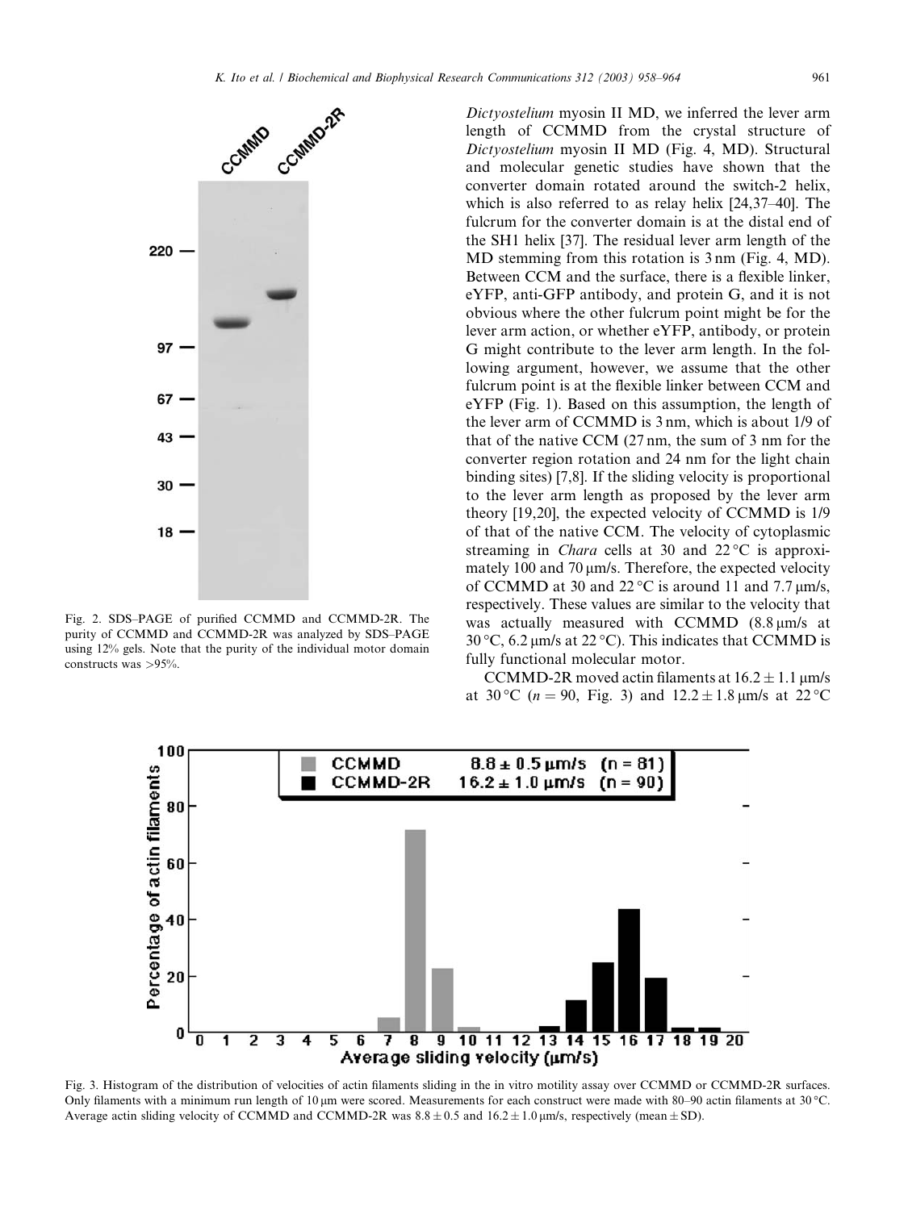Fig. 2. SDS–PAGE of purified CCMMD and CCMMD-2R. The purity of CCMMD and CCMMD-2R was analyzed by SDS–PAGE using 12% gels. Note that the purity of the individual motor domain constructs was >95%.

*Dictyostelium* myosin II MD, we inferred the lever arm length of CCMMD from the crystal structure of *Dictyostelium* myosin II MD (Fig. 4, MD). Structural and molecular genetic studies have shown that the converter domain rotated around the switch-2 helix, which is also referred to as relay helix [24,37–40]. The fulcrum for the converter domain is at the distal end of the SH1 helix [37]. The residual lever arm length of the MD stemming from this rotation is 3 nm (Fig. 4, MD). Between CCM and the surface, there is a flexible linker, eYFP, anti-GFP antibody, and protein G, and it is not obvious where the other fulcrum point might be for the lever arm action, or whether eYFP, antibody, or protein G might contribute to the lever arm length. In the following argument, however, we assume that the other fulcrum point is at the flexible linker between CCM and eYFP (Fig. 1). Based on this assumption, the length of the lever arm of CCMMD is 3 nm, which is about 1/9 of that of the native CCM (27 nm, the sum of 3 nm for the converter region rotation and 24 nm for the light chain binding sites) [7,8]. If the sliding velocity is proportional to the lever arm length as proposed by the lever arm theory [19,20], the expected velocity of CCMMD is 1/9 of that of the native CCM. The velocity of cytoplasmic streaming in *Chara* cells at 30 and 22 °C is approximately 100 and 70 μm/s. Therefore, the expected velocity of CCMMD at 30 and 22 °C is around 11 and 7.7 μm/s, respectively. These values are similar to the velocity that was actually measured with CCMMD (8.8 μm/s at 30 °C, 6.2 μm/s at 22 °C). This indicates that CCMMD is fully functional molecular motor.

CCMMD-2R moved actin filaments at $16.2 \pm 1.1$ μm/s at 30 °C ($n = 90$, Fig. 3) and $12.2 \pm 1.8$ μm/s at 22 °C

Fig. 3. Histogram of the distribution of velocities of actin filaments sliding in the in vitro motility assay over CCMMD or CCMMD-2R surfaces. Only filaments with a minimum run length of 10 μm were scored. Measurements for each construct were made with 80–90 actin filaments at 30 °C. Average actin sliding velocity of CCMMD and CCMMD-2R was $8.8 \pm 0.5$ and $16.2 \pm 1.0$ μm/s, respectively (mean ± SD).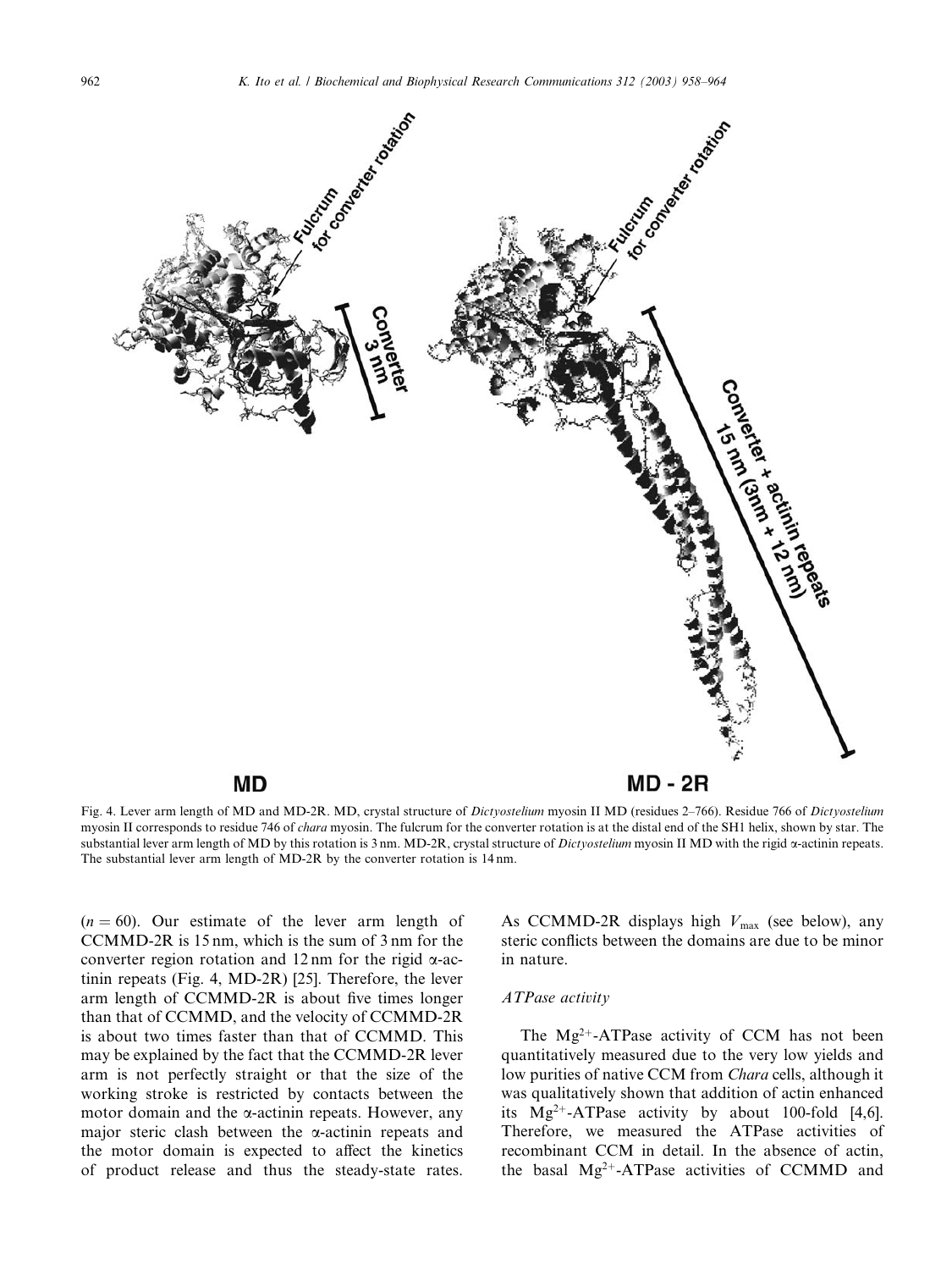Fig. 4. Lever arm length of MD and MD-2R. MD, crystal structure of *Dictyostelium* myosin II MD (residues 2–766). Residue 766 of *Dictyostelium* myosin II corresponds to residue 746 of *chara* myosin. The fulcrum for the converter rotation is at the distal end of the SH1 helix, shown by star. The substantial lever arm length of MD by this rotation is 3 nm. MD-2R, crystal structure of *Dictyostelium* myosin II MD with the rigid α-actinin repeats. The substantial lever arm length of MD-2R by the converter rotation is 14 nm.

($n = 60$). Our estimate of the lever arm length of CCMMD-2R is 15 nm, which is the sum of 3 nm for the converter region rotation and 12 nm for the rigid α-actinin repeats (Fig. 4, MD-2R) [25]. Therefore, the lever arm length of CCMMD-2R is about five times longer than that of CCMMD, and the velocity of CCMMD-2R is about two times faster than that of CCMMD. This may be explained by the fact that the CCMMD-2R lever arm is not perfectly straight or that the size of the working stroke is restricted by contacts between the motor domain and the α-actinin repeats. However, any major steric clash between the α-actinin repeats and the motor domain is expected to affect the kinetics of product release and thus the steady-state rates. As CCMMD-2R displays high $V_{max}$ (see below), any steric conflicts between the domains are due to be minor in nature.

### *ATPase activity*

The $Mg^{2+}$-ATPase activity of CCM has not been quantitatively measured due to the very low yields and low purities of native CCM from *Chara* cells, although it was qualitatively shown that addition of actin enhanced its $Mg^{2+}$-ATPase activity by about 100-fold [4,6]. Therefore, we measured the ATPase activities of recombinant CCM in detail. In the absence of actin, the basal $Mg^{2+}$-ATPase activities of CCMMD and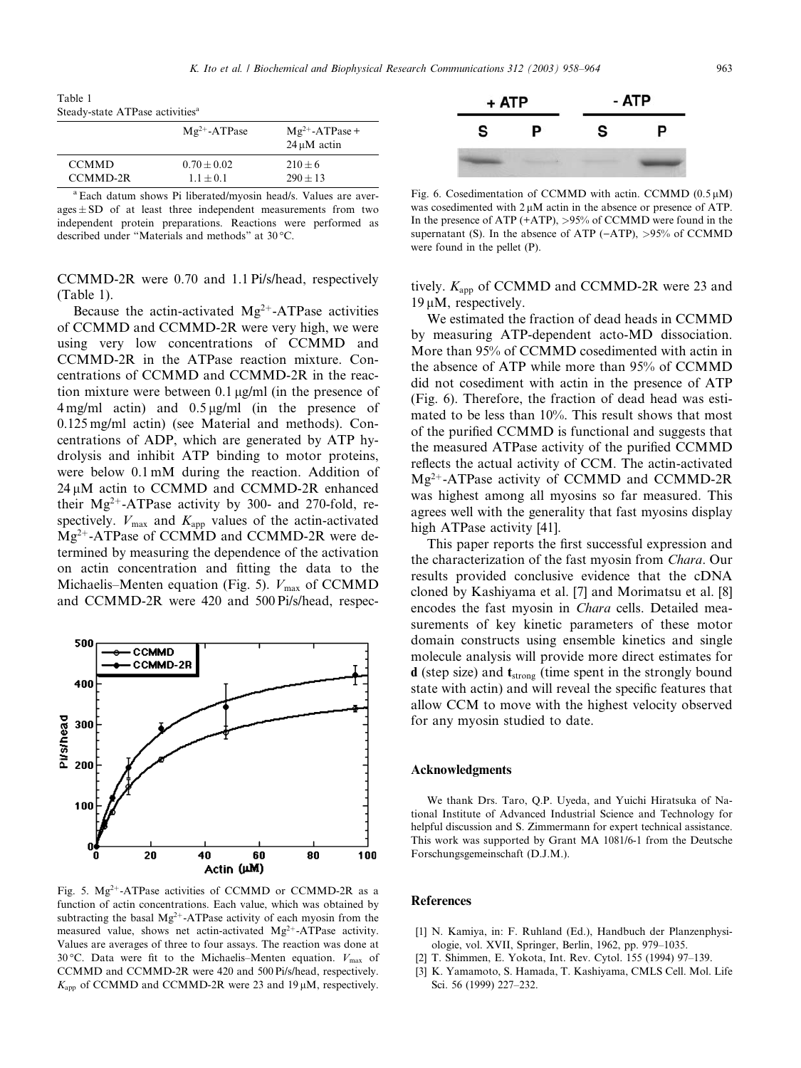Table 1
Steady-state ATPase activities[a]

| | $Mg^{2+}$-ATPase | $Mg^{2+}$-ATPase + 24 μM actin |
|---|---|---|
| CCMMD | 0.70 ± 0.02 | 210 ± 6 |
| CCMMD-2R | 1.1 ± 0.1 | 290 ± 13 |

[a] Each datum shows Pi liberated/myosin head/s. Values are averages ± SD of at least three independent measurements from two independent protein preparations. Reactions were performed as described under "Materials and methods" at 30 °C.

CCMMD-2R were 0.70 and 1.1 Pi/s/head, respectively (Table 1).

Because the actin-activated $Mg^{2+}$-ATPase activities of CCMMD and CCMMD-2R were very high, we were using very low concentrations of CCMMD and CCMMD-2R in the ATPase reaction mixture. Concentrations of CCMMD and CCMMD-2R in the reaction mixture were between 0.1 μg/ml (in the presence of 4 mg/ml actin) and 0.5 μg/ml (in the presence of 0.125 mg/ml actin) (see Material and methods). Concentrations of ADP, which are generated by ATP hydrolysis and inhibit ATP binding to motor proteins, were below 0.1 mM during the reaction. Addition of 24 μM actin to CCMMD and CCMMD-2R enhanced their $Mg^{2+}$-ATPase activity by 300- and 270-fold, respectively. $V_{max}$ and $K_{app}$ values of the actin-activated $Mg^{2+}$-ATPase of CCMMD and CCMMD-2R were determined by measuring the dependence of the activation on actin concentration and fitting the data to the Michaelis–Menten equation (Fig. 5). $V_{max}$ of CCMMD and CCMMD-2R were 420 and 500 Pi/s/head, respectively. $K_{app}$ of CCMMD and CCMMD-2R were 23 and 19 μM, respectively.

Fig. 5. $Mg^{2+}$-ATPase activities of CCMMD or CCMMD-2R as a function of actin concentrations. Each value, which was obtained by subtracting the basal $Mg^{2+}$-ATPase activity of each myosin from the measured value, shows net actin-activated $Mg^{2+}$-ATPase activity. Values are averages of three to four assays. The reaction was done at 30 °C. Data were fit to the Michaelis–Menten equation. $V_{max}$ of CCMMD and CCMMD-2R were 420 and 500 Pi/s/head, respectively. $K_{app}$ of CCMMD and CCMMD-2R were 23 and 19 μM, respectively.

Fig. 6. Cosedimentation of CCMMD with actin. CCMMD (0.5 μM) was cosedimented with 2 μM actin in the absence or presence of ATP. In the presence of ATP (+ATP), >95% of CCMMD were found in the supernatant (S). In the absence of ATP (−ATP), >95% of CCMMD were found in the pellet (P).

We estimated the fraction of dead heads in CCMMD by measuring ATP-dependent acto-MD dissociation. More than 95% of CCMMD cosedimented with actin in the absence of ATP while more than 95% of CCMMD did not cosediment with actin in the presence of ATP (Fig. 6). Therefore, the fraction of dead head was estimated to be less than 10%. This result shows that most of the purified CCMMD is functional and suggests that the measured ATPase activity of the purified CCMMD reflects the actual activity of CCM. The actin-activated $Mg^{2+}$-ATPase activity of CCMMD and CCMMD-2R was highest among all myosins so far measured. This agrees well with the generality that fast myosins display high ATPase activity [41].

This paper reports the first successful expression and the characterization of the fast myosin from *Chara*. Our results provided conclusive evidence that the cDNA cloned by Kashiyama et al. [7] and Morimatsu et al. [8] encodes the fast myosin in *Chara* cells. Detailed measurements of key kinetic parameters of these motor domain constructs using ensemble kinetics and single molecule analysis will provide more direct estimates for **d** (step size) and $\mathbf{t}_{strong}$ (time spent in the strongly bound state with actin) and will reveal the specific features that allow CCM to move with the highest velocity observed for any myosin studied to date.

## Acknowledgments

We thank Drs. Taro, Q.P. Uyeda, and Yuichi Hiratsuka of National Institute of Advanced Industrial Science and Technology for helpful discussion and S. Zimmermann for expert technical assistance. This work was supported by Grant MA 1081/6-1 from the Deutsche Forschungsgemeinschaft (D.J.M.).

## References

[1] N. Kamiya, in: F. Ruhland (Ed.), Handbuch der Planzenphysiologie, vol. XVII, Springer, Berlin, 1962, pp. 979–1035.

[2] T. Shimmen, E. Yokota, Int. Rev. Cytol. 155 (1994) 97–139.

[3] K. Yamamoto, S. Hamada, T. Kashiyama, CMLS Cell. Mol. Life Sci. 56 (1999) 227–232.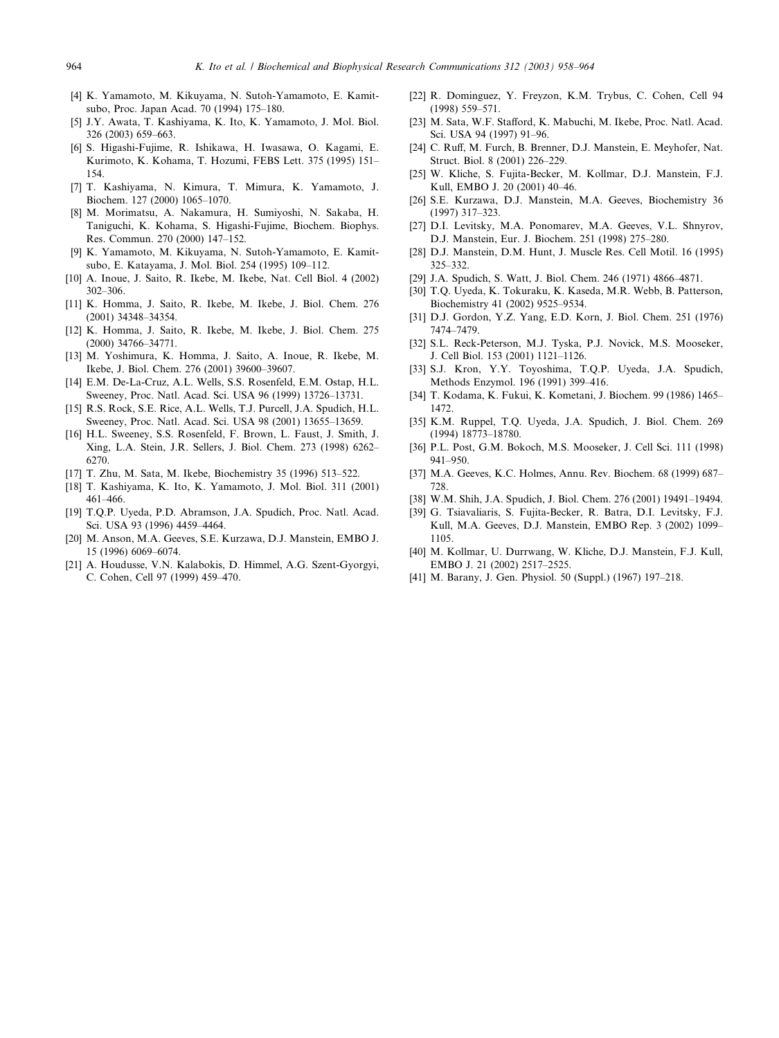[4] K. Yamamoto, M. Kikuyama, N. Sutoh-Yamamoto, E. Kamitsubo, Proc. Japan Acad. 70 (1994) 175–180.

[5] J.Y. Awata, T. Kashiyama, K. Ito, K. Yamamoto, J. Mol. Biol. 326 (2003) 659–663.

[6] S. Higashi-Fujime, R. Ishikawa, H. Iwasawa, O. Kagami, E. Kurimoto, K. Kohama, T. Hozumi, FEBS Lett. 375 (1995) 151–154.

[7] T. Kashiyama, N. Kimura, T. Mimura, K. Yamamoto, J. Biochem. 127 (2000) 1065–1070.

[8] M. Morimatsu, A. Nakamura, H. Sumiyoshi, N. Sakaba, H. Taniguchi, K. Kohama, S. Higashi-Fujime, Biochem. Biophys. Res. Commun. 270 (2000) 147–152.

[9] K. Yamamoto, M. Kikuyama, N. Sutoh-Yamamoto, E. Kamitsubo, E. Katayama, J. Mol. Biol. 254 (1995) 109–112.

[10] A. Inoue, J. Saito, R. Ikebe, M. Ikebe, Nat. Cell Biol. 4 (2002) 302–306.

[11] K. Homma, J. Saito, R. Ikebe, M. Ikebe, J. Biol. Chem. 276 (2001) 34348–34354.

[12] K. Homma, J. Saito, R. Ikebe, M. Ikebe, J. Biol. Chem. 275 (2000) 34766–34771.

[13] M. Yoshimura, K. Homma, J. Saito, A. Inoue, R. Ikebe, M. Ikebe, J. Biol. Chem. 276 (2001) 39600–39607.

[14] E.M. De-La-Cruz, A.L. Wells, S.S. Rosenfeld, E.M. Ostap, H.L. Sweeney, Proc. Natl. Acad. Sci. USA 96 (1999) 13726–13731.

[15] R.S. Rock, S.E. Rice, A.L. Wells, T.J. Purcell, J.A. Spudich, H.L. Sweeney, Proc. Natl. Acad. Sci. USA 98 (2001) 13655–13659.

[16] H.L. Sweeney, S.S. Rosenfeld, F. Brown, L. Faust, J. Smith, J. Xing, L.A. Stein, J.R. Sellers, J. Biol. Chem. 273 (1998) 6262–6270.

[17] T. Zhu, M. Sata, M. Ikebe, Biochemistry 35 (1996) 513–522.

[18] T. Kashiyama, K. Ito, K. Yamamoto, J. Mol. Biol. 311 (2001) 461–466.

[19] T.Q.P. Uyeda, P.D. Abramson, J.A. Spudich, Proc. Natl. Acad. Sci. USA 93 (1996) 4459–4464.

[20] M. Anson, M.A. Geeves, S.E. Kurzawa, D.J. Manstein, EMBO J. 15 (1996) 6069–6074.

[21] A. Houdusse, V.N. Kalabokis, D. Himmel, A.G. Szent-Gyorgyi, C. Cohen, Cell 97 (1999) 459–470.

[22] R. Dominguez, Y. Freyzon, K.M. Trybus, C. Cohen, Cell 94 (1998) 559–571.

[23] M. Sata, W.F. Stafford, K. Mabuchi, M. Ikebe, Proc. Natl. Acad. Sci. USA 94 (1997) 91–96.

[24] C. Ruff, M. Furch, B. Brenner, D.J. Manstein, E. Meyhofer, Nat. Struct. Biol. 8 (2001) 226–229.

[25] W. Kliche, S. Fujita-Becker, M. Kollmar, D.J. Manstein, F.J. Kull, EMBO J. 20 (2001) 40–46.

[26] S.E. Kurzawa, D.J. Manstein, M.A. Geeves, Biochemistry 36 (1997) 317–323.

[27] D.I. Levitsky, M.A. Ponomarev, M.A. Geeves, V.L. Shnyrov, D.J. Manstein, Eur. J. Biochem. 251 (1998) 275–280.

[28] D.J. Manstein, D.M. Hunt, J. Muscle Res. Cell Motil. 16 (1995) 325–332.

[29] J.A. Spudich, S. Watt, J. Biol. Chem. 246 (1971) 4866–4871.

[30] T.Q. Uyeda, K. Tokuraku, K. Kaseda, M.R. Webb, B. Patterson, Biochemistry 41 (2002) 9525–9534.

[31] D.J. Gordon, Y.Z. Yang, E.D. Korn, J. Biol. Chem. 251 (1976) 7474–7479.

[32] S.L. Reck-Peterson, M.J. Tyska, P.J. Novick, M.S. Mooseker, J. Cell Biol. 153 (2001) 1121–1126.

[33] S.J. Kron, Y.Y. Toyoshima, T.Q.P. Uyeda, J.A. Spudich, Methods Enzymol. 196 (1991) 399–416.

[34] T. Kodama, K. Fukui, K. Kometani, J. Biochem. 99 (1986) 1465–1472.

[35] K.M. Ruppel, T.Q. Uyeda, J.A. Spudich, J. Biol. Chem. 269 (1994) 18773–18780.

[36] P.L. Post, G.M. Bokoch, M.S. Mooseker, J. Cell Sci. 111 (1998) 941–950.

[37] M.A. Geeves, K.C. Holmes, Annu. Rev. Biochem. 68 (1999) 687–728.

[38] W.M. Shih, J.A. Spudich, J. Biol. Chem. 276 (2001) 19491–19494.

[39] G. Tsiavaliaris, S. Fujita-Becker, R. Batra, D.I. Levitsky, F.J. Kull, M.A. Geeves, D.J. Manstein, EMBO Rep. 3 (2002) 1099–1105.

[40] M. Kollmar, U. Durrwang, W. Kliche, D.J. Manstein, F.J. Kull, EMBO J. 21 (2002) 2517–2525.

[41] M. Barany, J. Gen. Physiol. 50 (Suppl.) (1967) 197–218.